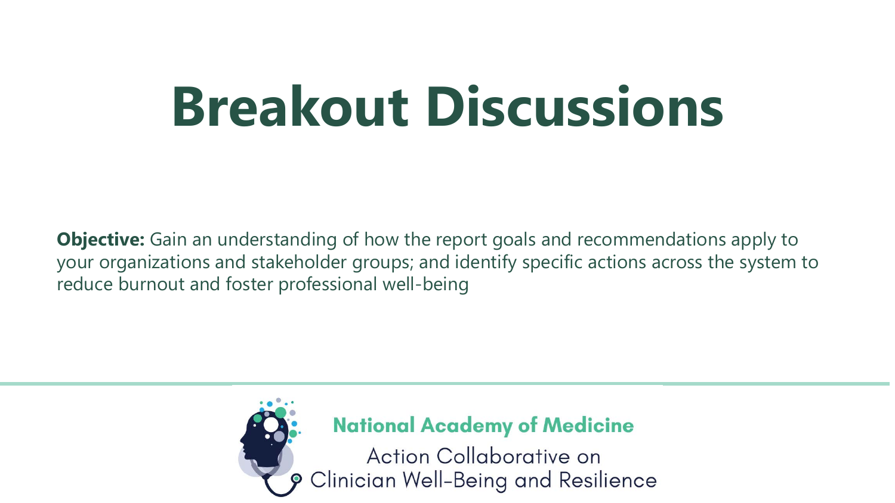# Breakout Discussions

**Objective:** Gain an understanding of how the report goals and recommendations apply to your organizations and stakeholder groups; and identify specific actions across the system to reduce burnout and foster professional well-being

National Academy of Medicine

Action Collaborative on Clinician Well-Being and Resilience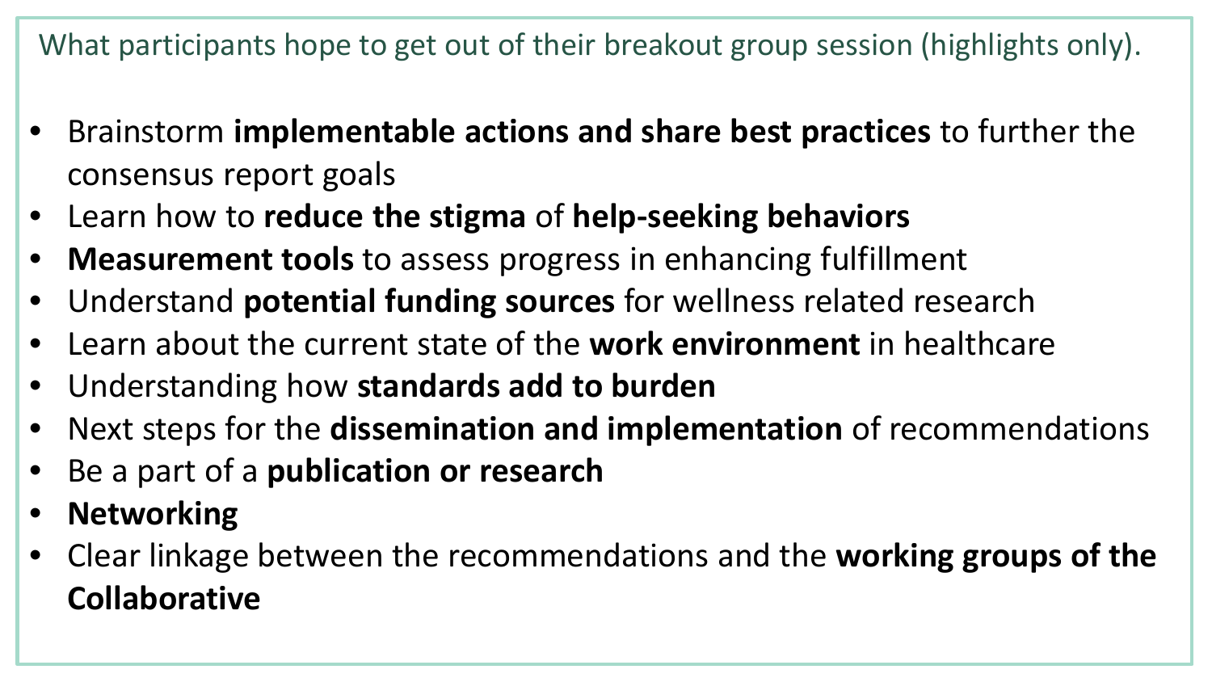What participants hope to get out of their breakout group session (highlights only).

- Brainstorm **implementable actions and share best practices** to further the consensus report goals
- Learn how to **reduce the stigma** of **help-seeking behaviors**
- **Measurement tools** to assess progress in enhancing fulfillment
- Understand **potential funding sources** for wellness related research
- Learn about the current state of the **work environment** in healthcare
- Understanding how **standards add to burden**
- Next steps for the **dissemination and implementation** of recommendations
- Be a part of a **publication or research**
- **Networking**
- Clear linkage between the recommendations and the **working groups of the Collaborative**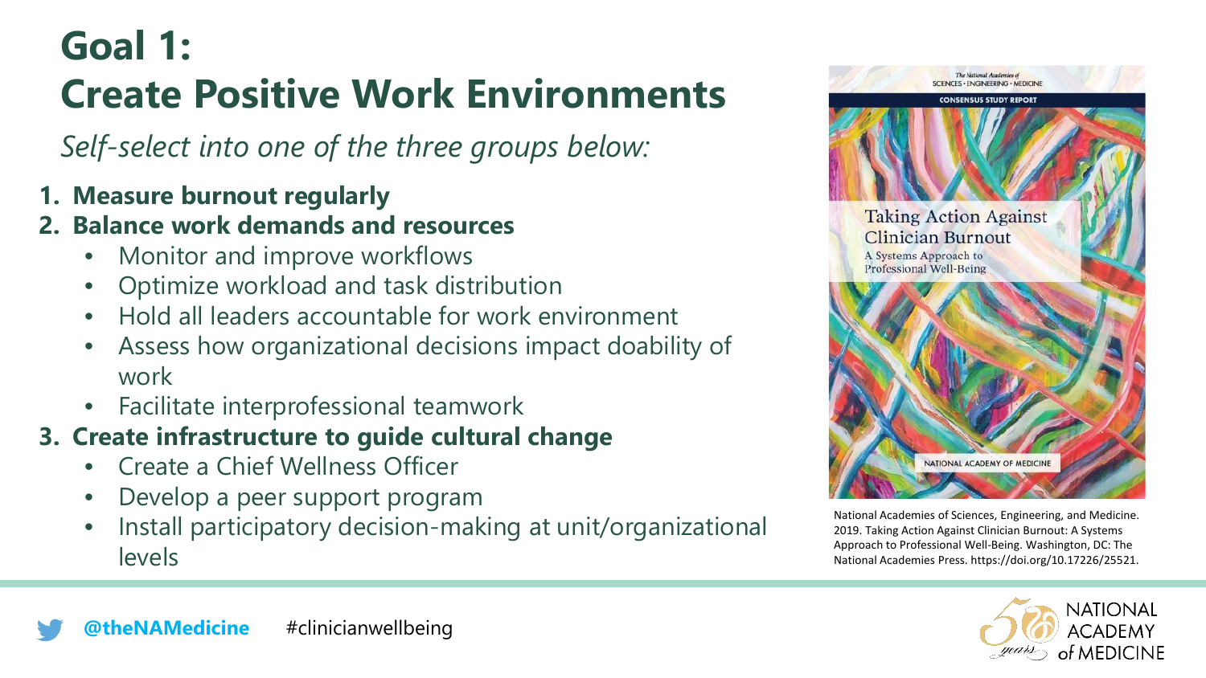# Goal 1: Create Positive Work Environments

*Self-select into one of the three groups below:*

1. **Measure burnout regularly**
2. **Balance work demands and resources**
   - Monitor and improve workflows
   - Optimize workload and task distribution
   - Hold all leaders accountable for work environment
   - Assess how organizational decisions impact doability of work
   - Facilitate interprofessional teamwork
3. **Create infrastructure to guide cultural change**
   - Create a Chief Wellness Officer
   - Develop a peer support program
   - Install participatory decision-making at unit/organizational levels

National Academies of Sciences, Engineering, and Medicine. 2019. Taking Action Against Clinician Burnout: A Systems Approach to Professional Well-Being. Washington, DC: The National Academies Press. https://doi.org/10.17226/25521.

**@theNAMedicine** #clinicianwellbeing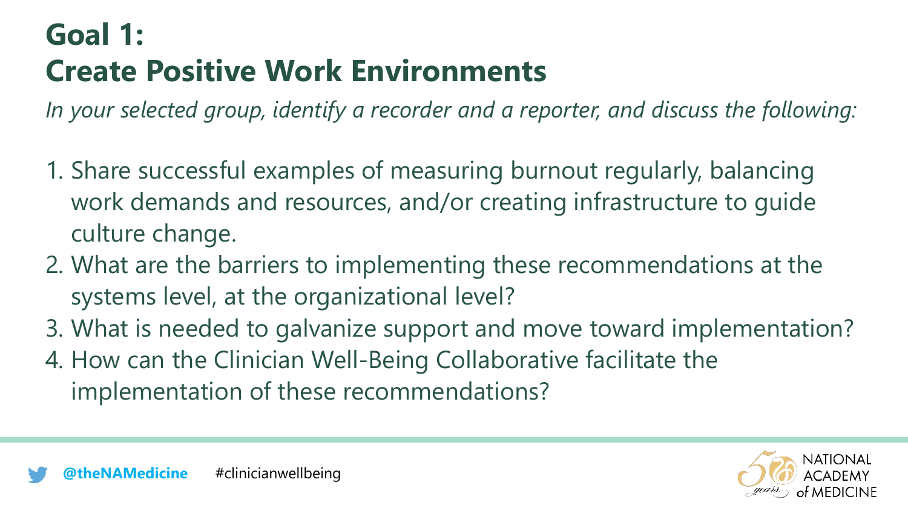# Goal 1:
# Create Positive Work Environments

*In your selected group, identify a recorder and a reporter, and discuss the following:*

1. Share successful examples of measuring burnout regularly, balancing work demands and resources, and/or creating infrastructure to guide culture change.
2. What are the barriers to implementing these recommendations at the systems level, at the organizational level?
3. What is needed to galvanize support and move toward implementation?
4. How can the Clinician Well-Being Collaborative facilitate the implementation of these recommendations?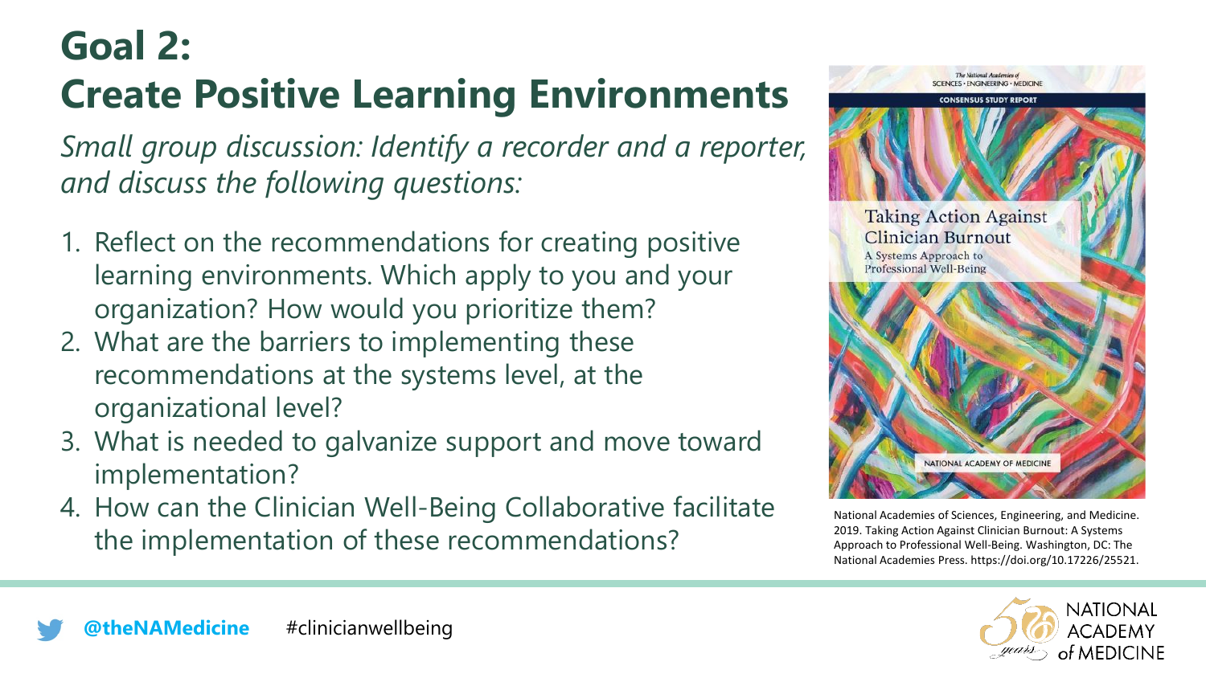# Goal 2:
# Create Positive Learning Environments

*Small group discussion: Identify a recorder and a reporter, and discuss the following questions:*

1. Reflect on the recommendations for creating positive learning environments. Which apply to you and your organization? How would you prioritize them?
2. What are the barriers to implementing these recommendations at the systems level, at the organizational level?
3. What is needed to galvanize support and move toward implementation?
4. How can the Clinician Well-Being Collaborative facilitate the implementation of these recommendations?

National Academies of Sciences, Engineering, and Medicine. 2019. Taking Action Against Clinician Burnout: A Systems Approach to Professional Well-Being. Washington, DC: The National Academies Press. https://doi.org/10.17226/25521.

**@theNAMedicine** #clinicianwellbeing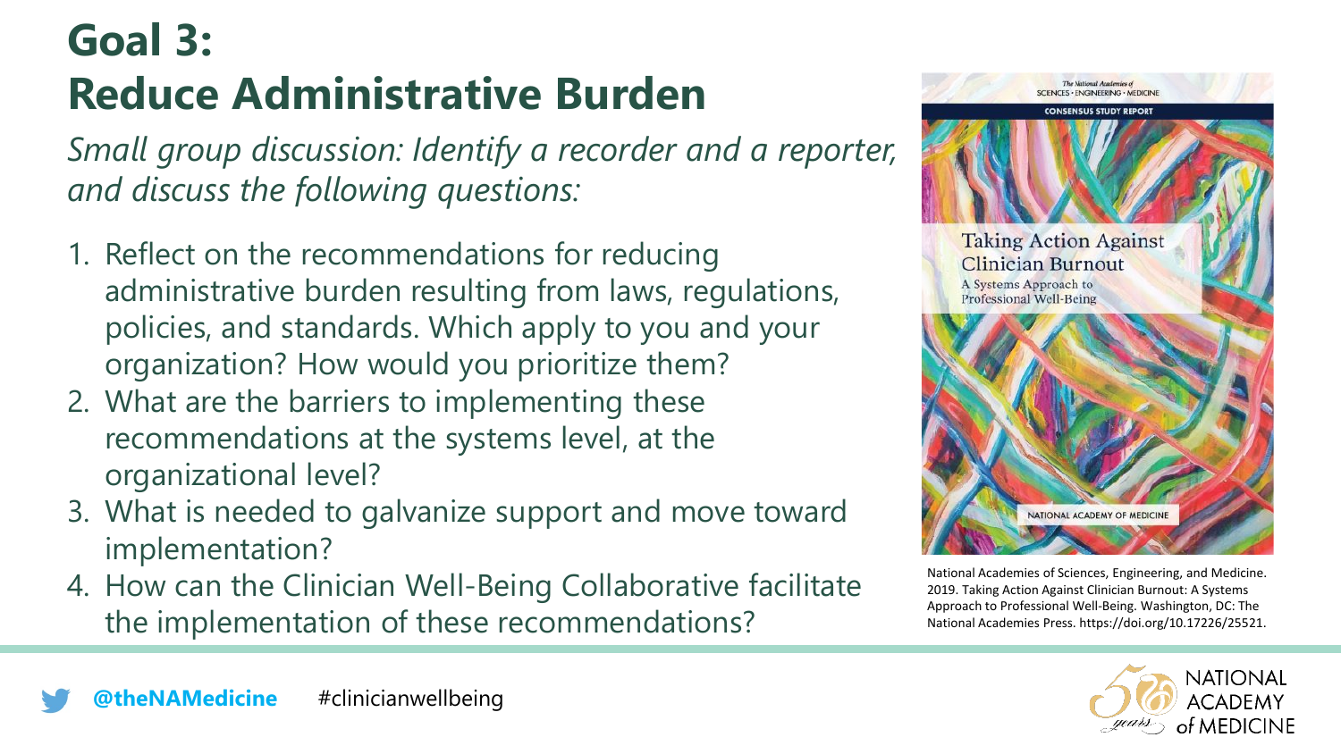# Goal 3: Reduce Administrative Burden

*Small group discussion: Identify a recorder and a reporter, and discuss the following questions:*

1. Reflect on the recommendations for reducing administrative burden resulting from laws, regulations, policies, and standards. Which apply to you and your organization? How would you prioritize them?
2. What are the barriers to implementing these recommendations at the systems level, at the organizational level?
3. What is needed to galvanize support and move toward implementation?
4. How can the Clinician Well-Being Collaborative facilitate the implementation of these recommendations?

National Academies of Sciences, Engineering, and Medicine. 2019. Taking Action Against Clinician Burnout: A Systems Approach to Professional Well-Being. Washington, DC: The National Academies Press. https://doi.org/10.17226/25521.

@theNAMedicine #clinicianwellbeing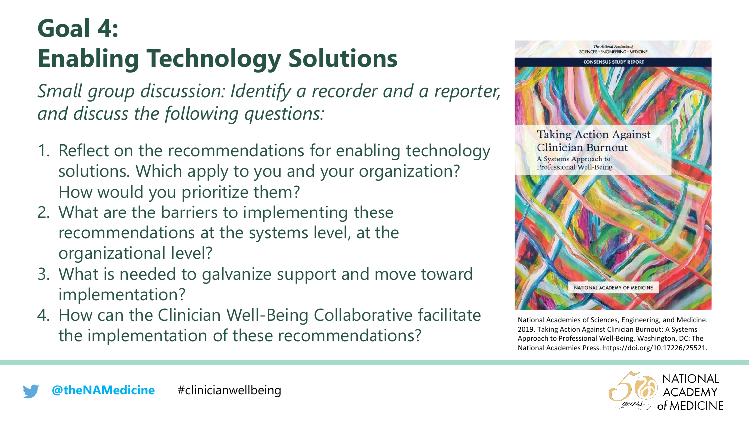# Goal 4: Enabling Technology Solutions

*Small group discussion: Identify a recorder and a reporter, and discuss the following questions:*

1. Reflect on the recommendations for enabling technology solutions. Which apply to you and your organization? How would you prioritize them?
2. What are the barriers to implementing these recommendations at the systems level, at the organizational level?
3. What is needed to galvanize support and move toward implementation?
4. How can the Clinician Well-Being Collaborative facilitate the implementation of these recommendations?

National Academies of Sciences, Engineering, and Medicine. 2019. Taking Action Against Clinician Burnout: A Systems Approach to Professional Well-Being. Washington, DC: The National Academies Press. https://doi.org/10.17226/25521.

@theNAMedicine #clinicianwellbeing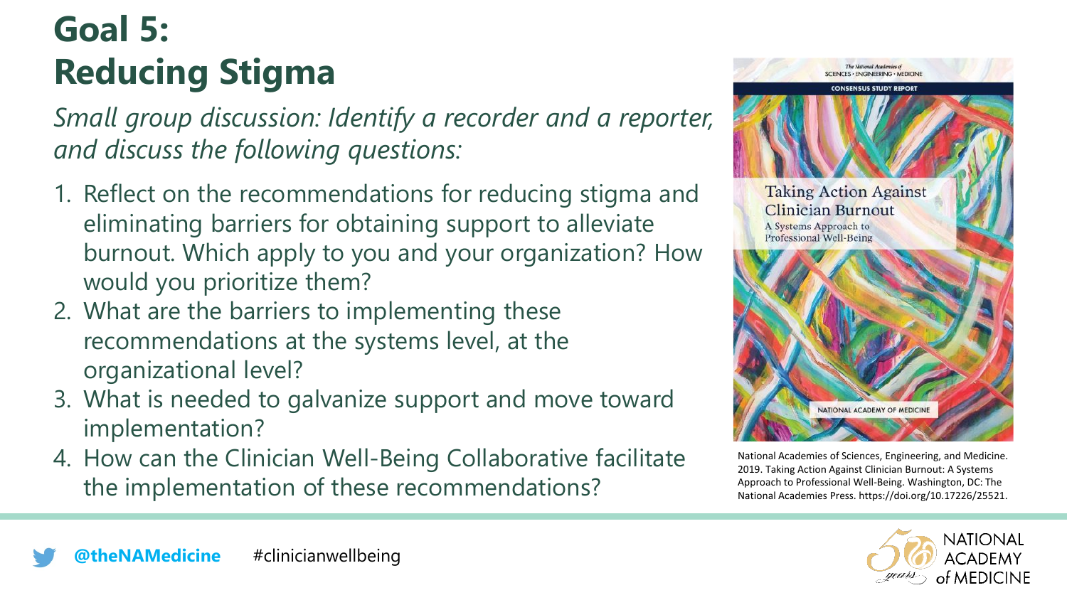# Goal 5: Reducing Stigma

*Small group discussion: Identify a recorder and a reporter, and discuss the following questions:*

1. Reflect on the recommendations for reducing stigma and eliminating barriers for obtaining support to alleviate burnout. Which apply to you and your organization? How would you prioritize them?
2. What are the barriers to implementing these recommendations at the systems level, at the organizational level?
3. What is needed to galvanize support and move toward implementation?
4. How can the Clinician Well-Being Collaborative facilitate the implementation of these recommendations?

National Academies of Sciences, Engineering, and Medicine. 2019. Taking Action Against Clinician Burnout: A Systems Approach to Professional Well-Being. Washington, DC: The National Academies Press. https://doi.org/10.17226/25521.

@theNAMedicine #clinicianwellbeing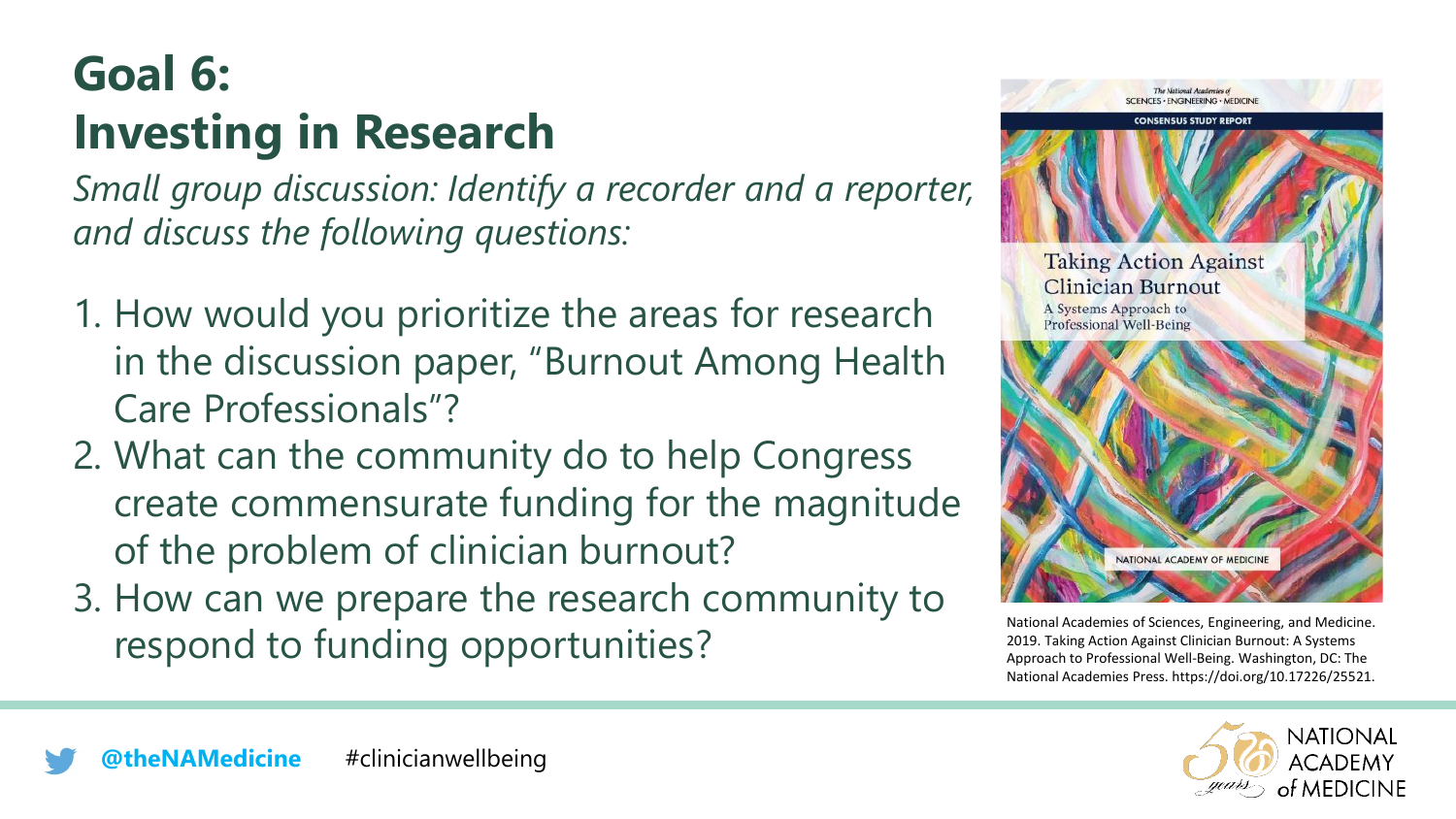# Goal 6: Investing in Research

*Small group discussion: Identify a recorder and a reporter, and discuss the following questions:*

1. How would you prioritize the areas for research in the discussion paper, "Burnout Among Health Care Professionals"?
2. What can the community do to help Congress create commensurate funding for the magnitude of the problem of clinician burnout?
3. How can we prepare the research community to respond to funding opportunities?

National Academies of Sciences, Engineering, and Medicine. 2019. Taking Action Against Clinician Burnout: A Systems Approach to Professional Well-Being. Washington, DC: The National Academies Press. https://doi.org/10.17226/25521.

@theNAMedicine #clinicianwellbeing